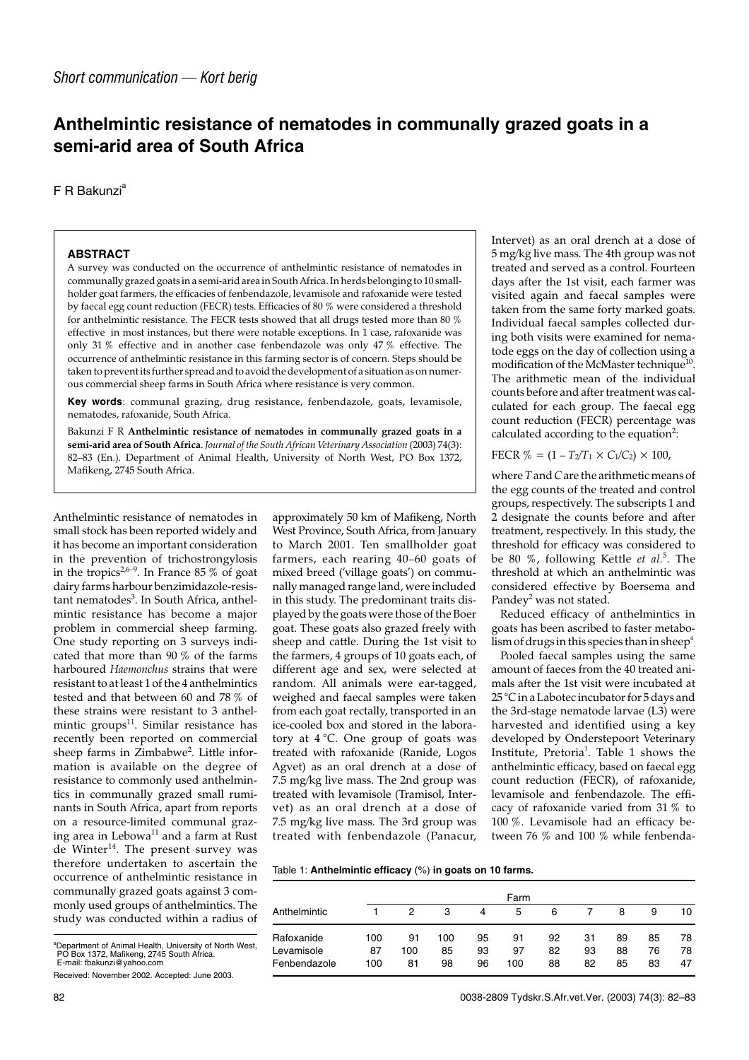*Short communication — Kort berig*

# Anthelmintic resistance of nematodes in communally grazed goats in a semi-arid area of South Africa

F R Bakunzi[a]

## ABSTRACT

A survey was conducted on the occurrence of anthelmintic resistance of nematodes in communally grazed goats in a semi-arid area in South Africa. In herds belonging to 10 smallholder goat farmers, the efficacies of fenbendazole, levamisole and rafoxanide were tested by faecal egg count reduction (FECR) tests. Efficacies of 80 % were considered a threshold for anthelmintic resistance. The FECR tests showed that all drugs tested more than 80 % effective in most instances, but there were notable exceptions. In 1 case, rafoxanide was only 31 % effective and in another case fenbendazole was only 47 % effective. The occurrence of anthelmintic resistance in this farming sector is of concern. Steps should be taken to prevent its further spread and to avoid the development of a situation as on numerous commercial sheep farms in South Africa where resistance is very common.

**Key words**: communal grazing, drug resistance, fenbendazole, goats, levamisole, nematodes, rafoxanide, South Africa.

Bakunzi F R **Anthelmintic resistance of nematodes in communally grazed goats in a semi-arid area of South Africa**. *Journal of the South African Veterinary Association* (2003) 74(3): 82–83 (En.). Department of Animal Health, University of North West, PO Box 1372, Mafikeng, 2745 South Africa.

Anthelmintic resistance of nematodes in small stock has been reported widely and it has become an important consideration in the prevention of trichostrongylosis in the tropics[2,6–9]. In France 85 % of goat dairy farms harbour benzimidazole-resistant nematodes[3]. In South Africa, anthelmintic resistance has become a major problem in commercial sheep farming. One study reporting on 3 surveys indicated that more than 90 % of the farms harboured *Haemonchus* strains that were resistant to at least 1 of the 4 anthelmintics tested and that between 60 and 78 % of these strains were resistant to 3 anthelmintic groups[11]. Similar resistance has recently been reported on commercial sheep farms in Zimbabwe[2]. Little information is available on the degree of resistance to commonly used anthelmintics in communally grazed small ruminants in South Africa, apart from reports on a resource-limited communal grazing area in Lebowa[11] and a farm at Rust de Winter[14]. The present survey was therefore undertaken to ascertain the occurrence of anthelmintic resistance in communally grazed goats against 3 commonly used groups of anthelmintics. The study was conducted within a radius of approximately 50 km of Mafikeng, North West Province, South Africa, from January to March 2001. Ten smallholder goat farmers, each rearing 40–60 goats of mixed breed ('village goats') on communally managed range land, were included in this study. The predominant traits displayed by the goats were those of the Boer goat. These goats also grazed freely with sheep and cattle. During the 1st visit to the farmers, 4 groups of 10 goats each, of different age and sex, were selected at random. All animals were ear-tagged, weighed and faecal samples were taken from each goat rectally, transported in an ice-cooled box and stored in the laboratory at 4 °C. One group of goats was treated with rafoxanide (Ranide, Logos Agvet) as an oral drench at a dose of 7.5 mg/kg live mass. The 2nd group was treated with levamisole (Tramisol, Intervet) as an oral drench at a dose of 7.5 mg/kg live mass. The 3rd group was treated with fenbendazole (Panacur, Intervet) as an oral drench at a dose of 5 mg/kg live mass. The 4th group was not treated and served as a control. Fourteen days after the 1st visit, each farmer was visited again and faecal samples were taken from the same forty marked goats. Individual faecal samples collected during both visits were examined for nematode eggs on the day of collection using a modification of the McMaster technique[10]. The arithmetic mean of the individual counts before and after treatment was calculated for each group. The faecal egg count reduction (FECR) percentage was calculated according to the equation[2]:

$$\text{FECR \%} = (1 - T_2/T_1 \times C_1/C_2) \times 100,$$

where $T$ and $C$ are the arithmetic means of the egg counts of the treated and control groups, respectively. The subscripts 1 and 2 designate the counts before and after treatment, respectively. In this study, the threshold for efficacy was considered to be 80 %, following Kettle *et al.*[5]. The threshold at which an anthelmintic was considered effective by Boersema and Pandey[2] was not stated.

Reduced efficacy of anthelmintics in goats has been ascribed to faster metabolism of drugs in this species than in sheep[4].

Pooled faecal samples using the same amount of faeces from the 40 treated animals after the 1st visit were incubated at 25 °C in a Labotec incubator for 5 days and the 3rd-stage nematode larvae (L3) were harvested and identified using a key developed by Onderstepoort Veterinary Institute, Pretoria[1]. Table 1 shows the anthelmintic efficacy, based on faecal egg count reduction (FECR), of rafoxanide, levamisole and fenbendazole. The efficacy of rafoxanide varied from 31 % to 100 %. Levamisole had an efficacy between 76 % and 100 % while fenbenda-

Table 1: **Anthelmintic efficacy (%) in goats on 10 farms.**

| Anthelmintic | Farm 1 | 2 | 3 | 4 | 5 | 6 | 7 | 8 | 9 | 10 |
|---|---|---|---|---|---|---|---|---|---|---|
| Rafoxanide | 100 | 91 | 100 | 95 | 91 | 92 | 31 | 89 | 85 | 78 |
| Levamisole | 87 | 100 | 85 | 93 | 97 | 82 | 93 | 88 | 76 | 78 |
| Fenbendazole | 100 | 81 | 98 | 96 | 100 | 88 | 82 | 85 | 83 | 47 |

[a]Department of Animal Health, University of North West, PO Box 1372, Mafikeng, 2745 South Africa. E-mail: fbakunzi@yahoo.com

Received: November 2002. Accepted: June 2003.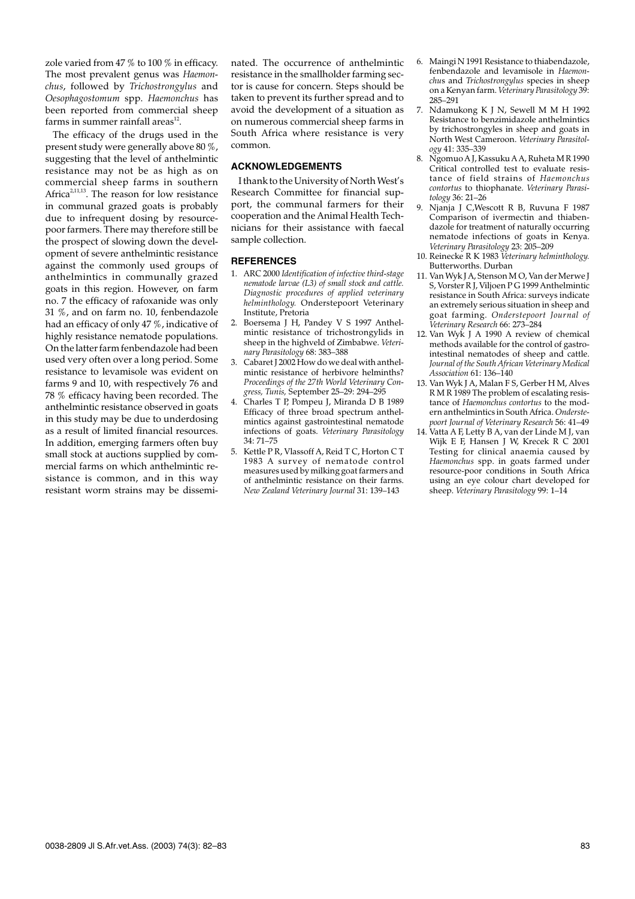zole varied from 47 % to 100 % in efficacy. The most prevalent genus was *Haemonchus*, followed by *Trichostrongylus* and *Oesophagostomum* spp. *Haemonchus* has been reported from commercial sheep farms in summer rainfall areas[12].

The efficacy of the drugs used in the present study were generally above 80 %, suggesting that the level of anthelmintic resistance may not be as high as on commercial sheep farms in southern Africa[2,11,13]. The reason for low resistance in communal grazed goats is probably due to infrequent dosing by resource-poor farmers. There may therefore still be the prospect of slowing down the development of severe anthelmintic resistance against the commonly used groups of anthelmintics in communally grazed goats in this region. However, on farm no. 7 the efficacy of rafoxanide was only 31 %, and on farm no. 10, fenbendazole had an efficacy of only 47 %, indicative of highly resistance nematode populations. On the latter farm fenbendazole had been used very often over a long period. Some resistance to levamisole was evident on farms 9 and 10, with respectively 76 and 78 % efficacy having been recorded. The anthelmintic resistance observed in goats in this study may be due to underdosing as a result of limited financial resources. In addition, emerging farmers often buy small stock at auctions supplied by commercial farms on which anthelmintic resistance is common, and in this way resistant worm strains may be disseminated. The occurrence of anthelmintic resistance in the smallholder farming sector is cause for concern. Steps should be taken to prevent its further spread and to avoid the development of a situation as on numerous commercial sheep farms in South Africa where resistance is very common.

## ACKNOWLEDGEMENTS

I thank to the University of North West's Research Committee for financial support, the communal farmers for their cooperation and the Animal Health Technicians for their assistance with faecal sample collection.

## REFERENCES

1. ARC 2000 *Identification of infective third-stage nematode larvae (L3) of small stock and cattle. Diagnostic procedures of applied veterinary helminthology.* Onderstepoort Veterinary Institute, Pretoria
2. Boersema J H, Pandey V S 1997 Anthelmintic resistance of trichostrongylids in sheep in the highveld of Zimbabwe. *Veterinary Parasitology* 68: 383–388
3. Cabaret J 2002 How do we deal with anthelmintic resistance of herbivore helminths? *Proceedings of the 27th World Veterinary Congress, Tunis,* September 25–29: 294–295
4. Charles T P, Pompeu J, Miranda D B 1989 Efficacy of three broad spectrum anthelmintics against gastrointestinal nematode infections of goats. *Veterinary Parasitology* 34: 71–75
5. Kettle P R, Vlassoff A, Reid T C, Horton C T 1983 A survey of nematode control measures used by milking goat farmers and of anthelmintic resistance on their farms. *New Zealand Veterinary Journal* 31: 139–143
6. Maingi N 1991 Resistance to thiabendazole, fenbendazole and levamisole in *Haemonchus* and *Trichostrongylus* species in sheep on a Kenyan farm. *Veterinary Parasitology* 39: 285–291
7. Ndamukong K J N, Sewell M M H 1992 Resistance to benzimidazole anthelmintics by trichostrongyles in sheep and goats in North West Cameroon. *Veterinary Parasitology* 41: 335–339
8. Ngomuo A J, Kassuku A A, Ruheta M R 1990 Critical controlled test to evaluate resistance of field strains of *Haemonchus contortus* to thiophanate. *Veterinary Parasitology* 36: 21–26
9. Njanja J C,Wescott R B, Ruvuna F 1987 Comparison of ivermectin and thiabendazole for treatment of naturally occurring nematode infections of goats in Kenya. *Veterinary Parasitology* 23: 205–209
10. Reinecke R K 1983 *Veterinary helminthology.* Butterworths. Durban
11. Van Wyk J A, Stenson M O, Van der Merwe J S, Vorster R J, Viljoen P G 1999 Anthelmintic resistance in South Africa: surveys indicate an extremely serious situation in sheep and goat farming. *Onderstepoort Journal of Veterinary Research* 66: 273–284
12. Van Wyk J A 1990 A review of chemical methods available for the control of gastrointestinal nematodes of sheep and cattle. *Journal of the South African Veterinary Medical Association* 61: 136–140
13. Van Wyk J A, Malan F S, Gerber H M, Alves R M R 1989 The problem of escalating resistance of *Haemonchus contortus* to the modern anthelmintics in South Africa. *Onderstepoort Journal of Veterinary Research* 56: 41–49
14. Vatta A F, Letty B A, van der Linde M J, van Wijk E F, Hansen J W, Krecek R C 2001 Testing for clinical anaemia caused by *Haemonchus* spp. in goats farmed under resource-poor conditions in South Africa using an eye colour chart developed for sheep. *Veterinary Parasitology* 99: 1–14